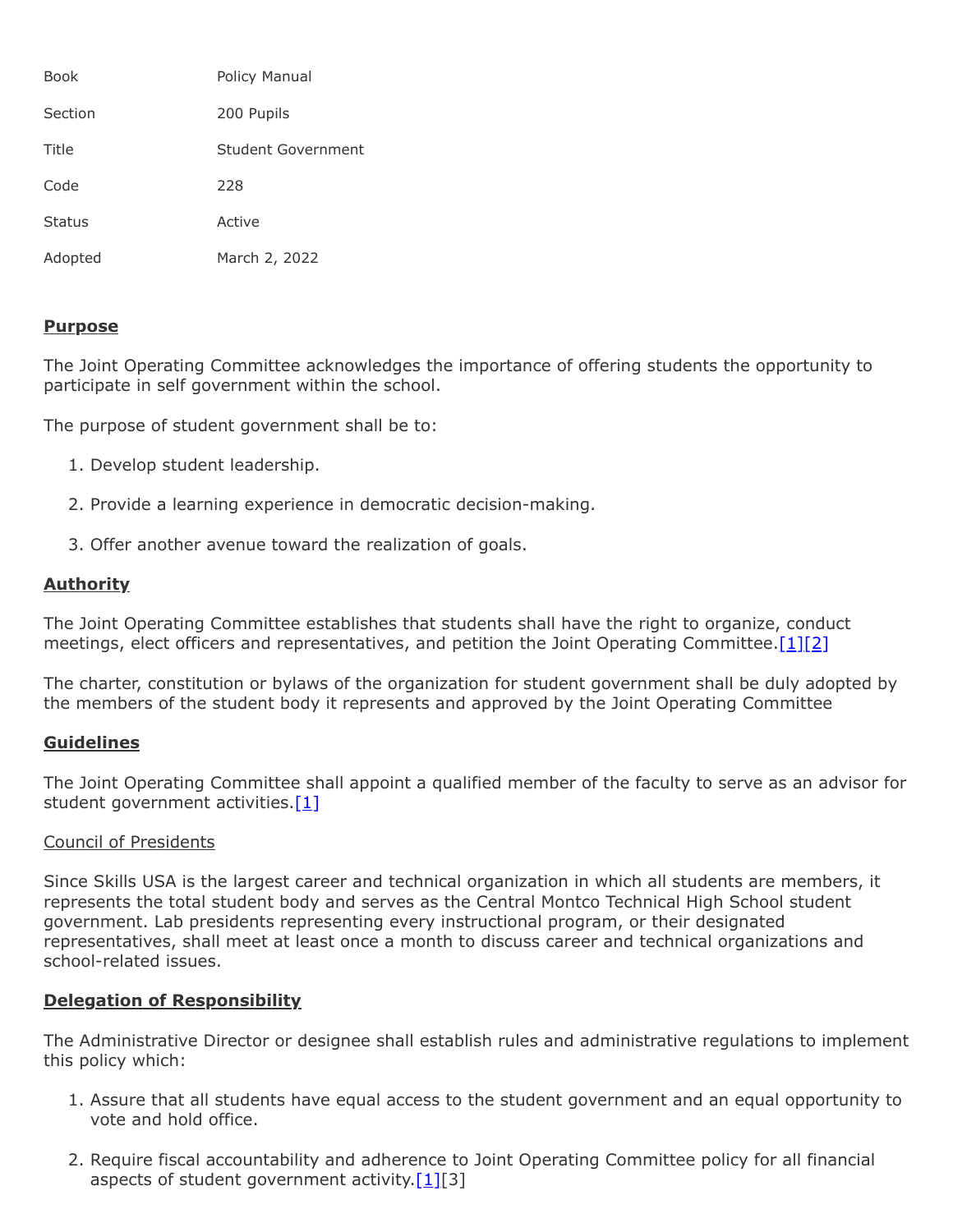| | |
|---|---|
| Book | Policy Manual |
| Section | 200 Pupils |
| Title | Student Government |
| Code | 228 |
| Status | Active |
| Adopted | March 2, 2022 |

## **Purpose**

The Joint Operating Committee acknowledges the importance of offering students the opportunity to participate in self government within the school.

The purpose of student government shall be to:

1. Develop student leadership.

2. Provide a learning experience in democratic decision-making.

3. Offer another avenue toward the realization of goals.

## **Authority**

The Joint Operating Committee establishes that students shall have the right to organize, conduct meetings, elect officers and representatives, and petition the Joint Operating Committee.[1][2]

The charter, constitution or bylaws of the organization for student government shall be duly adopted by the members of the student body it represents and approved by the Joint Operating Committee

## **Guidelines**

The Joint Operating Committee shall appoint a qualified member of the faculty to serve as an advisor for student government activities.[1]

### Council of Presidents

Since Skills USA is the largest career and technical organization in which all students are members, it represents the total student body and serves as the Central Montco Technical High School student government. Lab presidents representing every instructional program, or their designated representatives, shall meet at least once a month to discuss career and technical organizations and school-related issues.

## **Delegation of Responsibility**

The Administrative Director or designee shall establish rules and administrative regulations to implement this policy which:

1. Assure that all students have equal access to the student government and an equal opportunity to vote and hold office.

2. Require fiscal accountability and adherence to Joint Operating Committee policy for all financial aspects of student government activity.[1][3]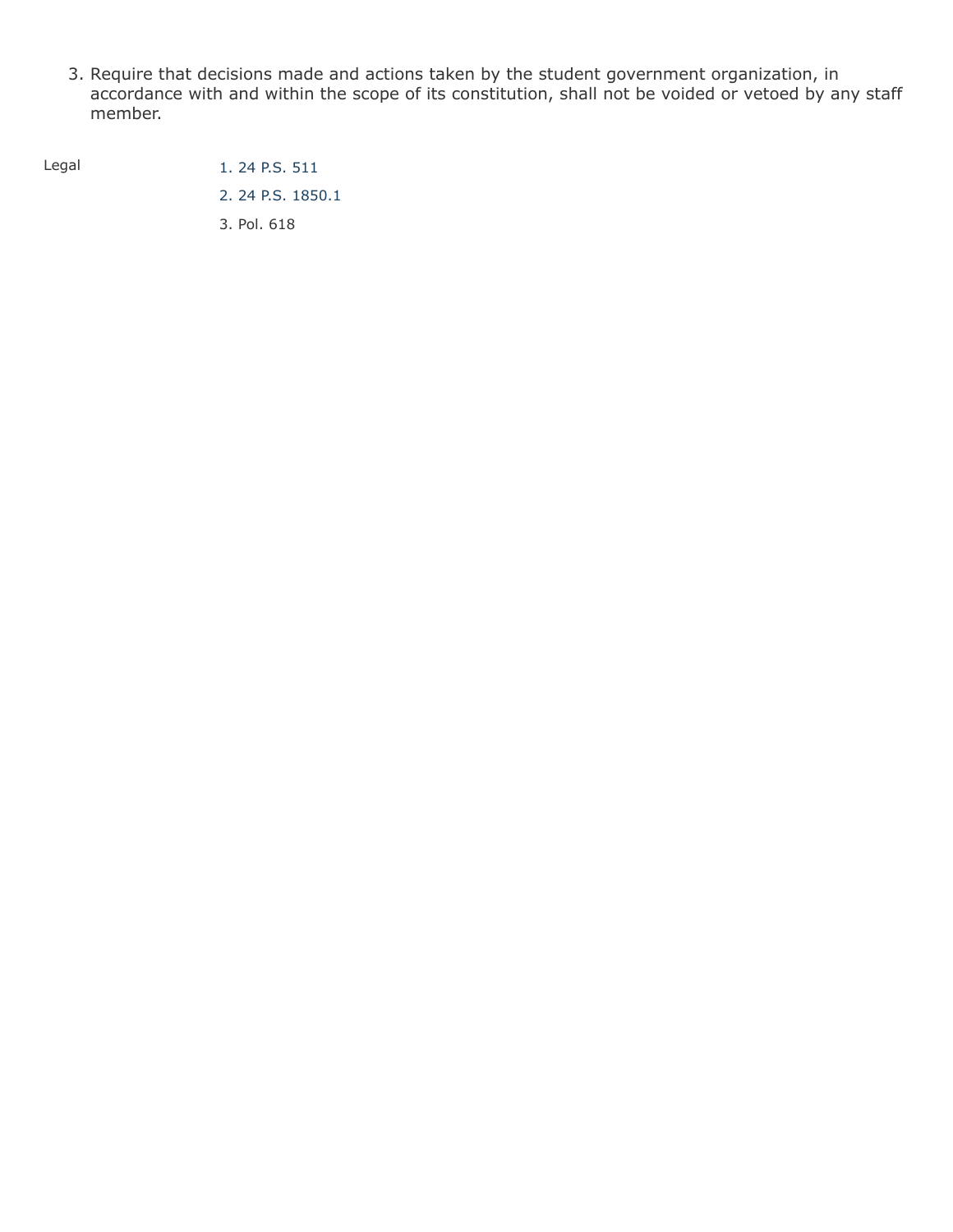3. Require that decisions made and actions taken by the student government organization, in accordance with and within the scope of its constitution, shall not be voided or vetoed by any staff member.

Legal

1. 24 P.S. 511
2. 24 P.S. 1850.1
3. Pol. 618